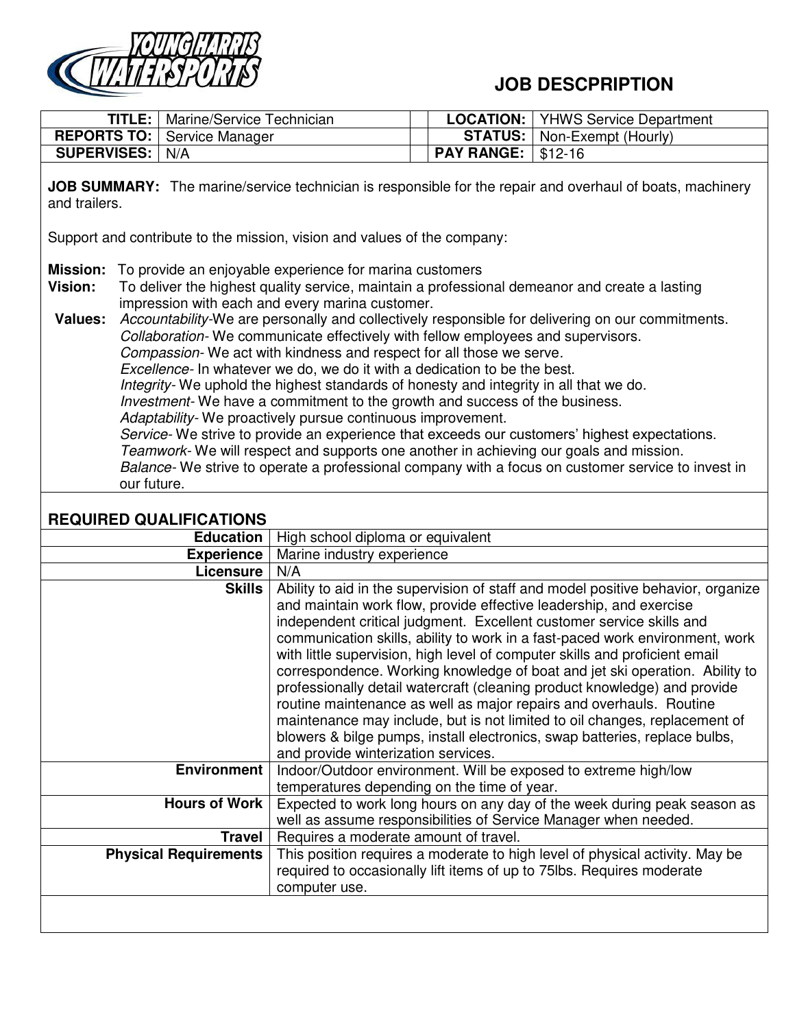# JOB DESCPRIPTION

| | | | | |
|---|---|---|---|---|
| **TITLE:** | Marine/Service Technician | | **LOCATION:** | YHWS Service Department |
| **REPORTS TO:** | Service Manager | | **STATUS:** | Non-Exempt (Hourly) |
| **SUPERVISES:** | N/A | | **PAY RANGE:** | $12-16 |

**JOB SUMMARY:** The marine/service technician is responsible for the repair and overhaul of boats, machinery and trailers.

Support and contribute to the mission, vision and values of the company:

**Mission:** To provide an enjoyable experience for marina customers

**Vision:** To deliver the highest quality service, maintain a professional demeanor and create a lasting impression with each and every marina customer.

**Values:**
*Accountability*-We are personally and collectively responsible for delivering on our commitments.
*Collaboration*- We communicate effectively with fellow employees and supervisors.
*Compassion*- We act with kindness and respect for all those we serve.
*Excellence*- In whatever we do, we do it with a dedication to be the best.
*Integrity*- We uphold the highest standards of honesty and integrity in all that we do.
*Investment*- We have a commitment to the growth and success of the business.
*Adaptability*- We proactively pursue continuous improvement.
*Service*- We strive to provide an experience that exceeds our customers' highest expectations.
*Teamwork*- We will respect and supports one another in achieving our goals and mission.
*Balance*- We strive to operate a professional company with a focus on customer service to invest in our future.

## REQUIRED QUALIFICATIONS

| | |
|---|---|
| **Education** | High school diploma or equivalent |
| **Experience** | Marine industry experience |
| **Licensure** | N/A |
| **Skills** | Ability to aid in the supervision of staff and model positive behavior, organize and maintain work flow, provide effective leadership, and exercise independent critical judgment. Excellent customer service skills and communication skills, ability to work in a fast-paced work environment, work with little supervision, high level of computer skills and proficient email correspondence. Working knowledge of boat and jet ski operation. Ability to professionally detail watercraft (cleaning product knowledge) and provide routine maintenance as well as major repairs and overhauls. Routine maintenance may include, but is not limited to oil changes, replacement of blowers & bilge pumps, install electronics, swap batteries, replace bulbs, and provide winterization services. |
| **Environment** | Indoor/Outdoor environment. Will be exposed to extreme high/low temperatures depending on the time of year. |
| **Hours of Work** | Expected to work long hours on any day of the week during peak season as well as assume responsibilities of Service Manager when needed. |
| **Travel** | Requires a moderate amount of travel. |
| **Physical Requirements** | This position requires a moderate to high level of physical activity. May be required to occasionally lift items of up to 75lbs. Requires moderate computer use. |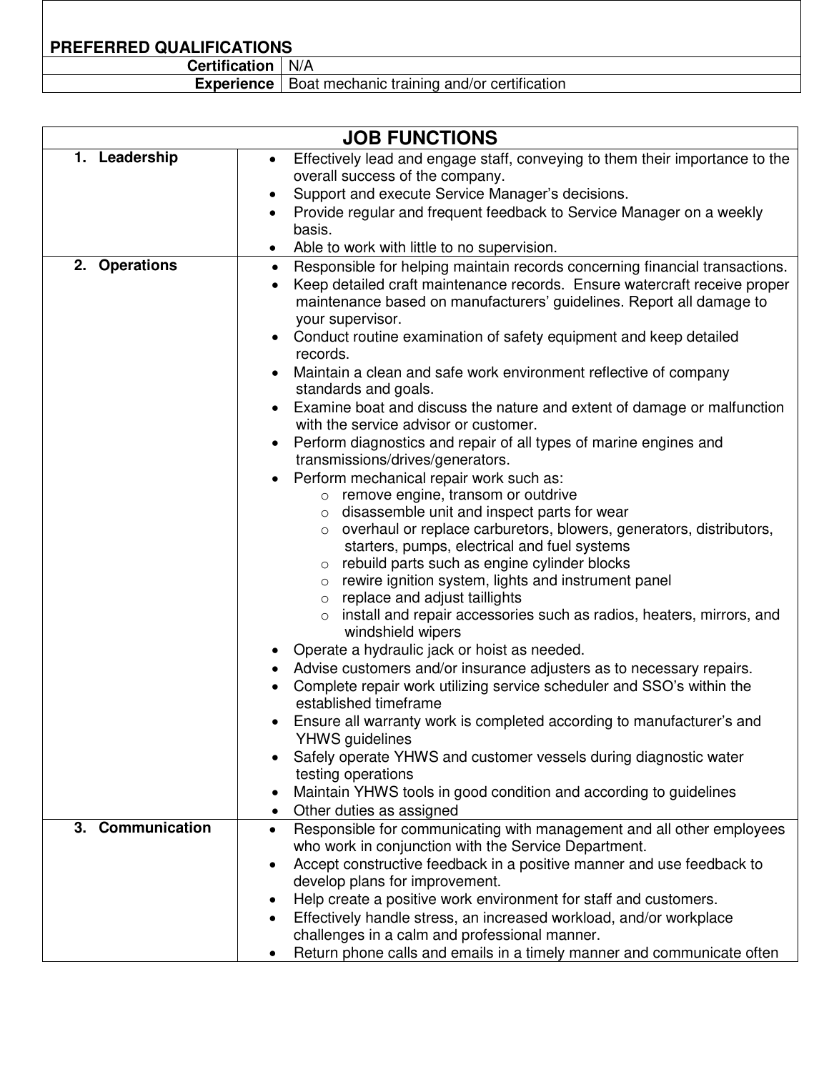## PREFERRED QUALIFICATIONS

| | |
|---|---|
| **Certification** | N/A |
| **Experience** | Boat mechanic training and/or certification |

## JOB FUNCTIONS

| | |
|---|---|
| **1. Leadership** | • Effectively lead and engage staff, conveying to them their importance to the overall success of the company.<br>• Support and execute Service Manager's decisions.<br>• Provide regular and frequent feedback to Service Manager on a weekly basis.<br>• Able to work with little to no supervision. |
| **2. Operations** | • Responsible for helping maintain records concerning financial transactions.<br>• Keep detailed craft maintenance records. Ensure watercraft receive proper maintenance based on manufacturers' guidelines. Report all damage to your supervisor.<br>• Conduct routine examination of safety equipment and keep detailed records.<br>• Maintain a clean and safe work environment reflective of company standards and goals.<br>• Examine boat and discuss the nature and extent of damage or malfunction with the service advisor or customer.<br>• Perform diagnostics and repair of all types of marine engines and transmissions/drives/generators.<br>• Perform mechanical repair work such as:<br>&nbsp;&nbsp;&nbsp;&nbsp;o remove engine, transom or outdrive<br>&nbsp;&nbsp;&nbsp;&nbsp;o disassemble unit and inspect parts for wear<br>&nbsp;&nbsp;&nbsp;&nbsp;o overhaul or replace carburetors, blowers, generators, distributors, starters, pumps, electrical and fuel systems<br>&nbsp;&nbsp;&nbsp;&nbsp;o rebuild parts such as engine cylinder blocks<br>&nbsp;&nbsp;&nbsp;&nbsp;o rewire ignition system, lights and instrument panel<br>&nbsp;&nbsp;&nbsp;&nbsp;o replace and adjust taillights<br>&nbsp;&nbsp;&nbsp;&nbsp;o install and repair accessories such as radios, heaters, mirrors, and windshield wipers<br>• Operate a hydraulic jack or hoist as needed.<br>• Advise customers and/or insurance adjusters as to necessary repairs.<br>• Complete repair work utilizing service scheduler and SSO's within the established timeframe<br>• Ensure all warranty work is completed according to manufacturer's and YHWS guidelines<br>• Safely operate YHWS and customer vessels during diagnostic water testing operations<br>• Maintain YHWS tools in good condition and according to guidelines<br>• Other duties as assigned |
| **3. Communication** | • Responsible for communicating with management and all other employees who work in conjunction with the Service Department.<br>• Accept constructive feedback in a positive manner and use feedback to develop plans for improvement.<br>• Help create a positive work environment for staff and customers.<br>• Effectively handle stress, an increased workload, and/or workplace challenges in a calm and professional manner.<br>• Return phone calls and emails in a timely manner and communicate often |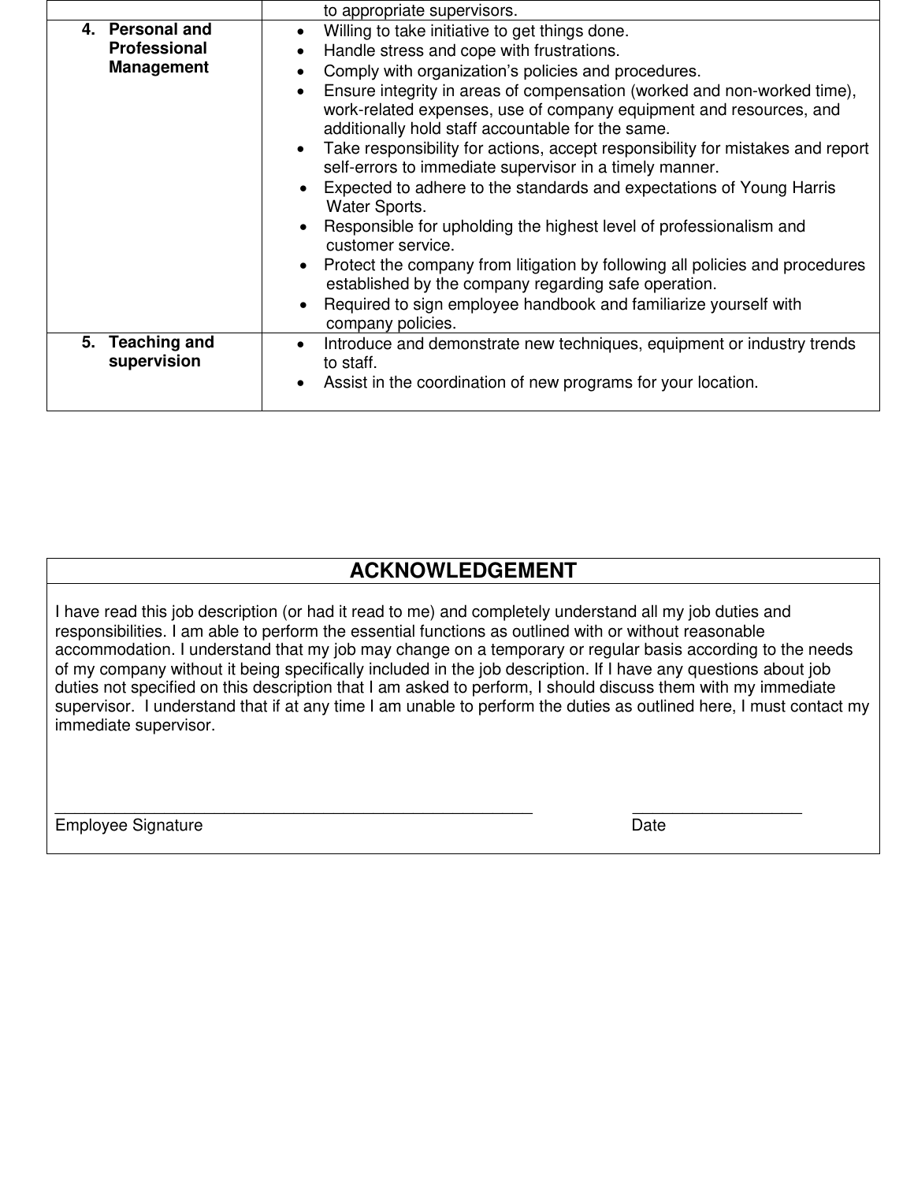| | |
|---|---|
| | to appropriate supervisors. |
| **4. Personal and Professional Management** | • Willing to take initiative to get things done.<br>• Handle stress and cope with frustrations.<br>• Comply with organization's policies and procedures.<br>• Ensure integrity in areas of compensation (worked and non-worked time), work-related expenses, use of company equipment and resources, and additionally hold staff accountable for the same.<br>• Take responsibility for actions, accept responsibility for mistakes and report self-errors to immediate supervisor in a timely manner.<br>• Expected to adhere to the standards and expectations of Young Harris Water Sports.<br>• Responsible for upholding the highest level of professionalism and customer service.<br>• Protect the company from litigation by following all policies and procedures established by the company regarding safe operation.<br>• Required to sign employee handbook and familiarize yourself with company policies. |
| **5. Teaching and supervision** | • Introduce and demonstrate new techniques, equipment or industry trends to staff.<br>• Assist in the coordination of new programs for your location. |

## ACKNOWLEDGEMENT

I have read this job description (or had it read to me) and completely understand all my job duties and responsibilities. I am able to perform the essential functions as outlined with or without reasonable accommodation. I understand that my job may change on a temporary or regular basis according to the needs of my company without it being specifically included in the job description. If I have any questions about job duties not specified on this description that I am asked to perform, I should discuss them with my immediate supervisor. I understand that if at any time I am unable to perform the duties as outlined here, I must contact my immediate supervisor.

_______________________________________________ ____________________

Employee Signature Date